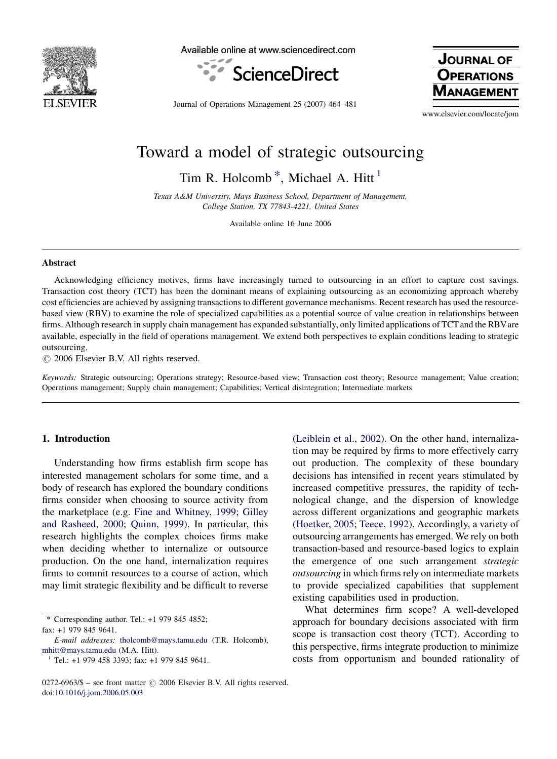# Toward a model of strategic outsourcing

Tim R. Holcomb [*], Michael A. Hitt [1]

*Texas A&M University, Mays Business School, Department of Management, College Station, TX 77843-4221, United States*

Available online 16 June 2006

## Abstract

Acknowledging efficiency motives, firms have increasingly turned to outsourcing in an effort to capture cost savings. Transaction cost theory (TCT) has been the dominant means of explaining outsourcing as an economizing approach whereby cost efficiencies are achieved by assigning transactions to different governance mechanisms. Recent research has used the resource-based view (RBV) to examine the role of specialized capabilities as a potential source of value creation in relationships between firms. Although research in supply chain management has expanded substantially, only limited applications of TCT and the RBV are available, especially in the field of operations management. We extend both perspectives to explain conditions leading to strategic outsourcing.

© 2006 Elsevier B.V. All rights reserved.

*Keywords:* Strategic outsourcing; Operations strategy; Resource-based view; Transaction cost theory; Resource management; Value creation; Operations management; Supply chain management; Capabilities; Vertical disintegration; Intermediate markets

## 1. Introduction

Understanding how firms establish firm scope has interested management scholars for some time, and a body of research has explored the boundary conditions firms consider when choosing to source activity from the marketplace (e.g. Fine and Whitney, 1999; Gilley and Rasheed, 2000; Quinn, 1999). In particular, this research highlights the complex choices firms make when deciding whether to internalize or outsource production. On the one hand, internalization requires firms to commit resources to a course of action, which may limit strategic flexibility and be difficult to reverse (Leiblein et al., 2002). On the other hand, internalization may be required by firms to more effectively carry out production. The complexity of these boundary decisions has intensified in recent years stimulated by increased competitive pressures, the rapidity of technological change, and the dispersion of knowledge across different organizations and geographic markets (Hoetker, 2005; Teece, 1992). Accordingly, a variety of outsourcing arrangements has emerged. We rely on both transaction-based and resource-based logics to explain the emergence of one such arrangement *strategic outsourcing* in which firms rely on intermediate markets to provide specialized capabilities that supplement existing capabilities used in production.

What determines firm scope? A well-developed approach for boundary decisions associated with firm scope is transaction cost theory (TCT). According to this perspective, firms integrate production to minimize costs from opportunism and bounded rationality of

---

[*] Corresponding author. Tel.: +1 979 845 4852; fax: +1 979 845 9641.

*E-mail addresses:* tholcomb@mays.tamu.edu (T.R. Holcomb), mhitt@mays.tamu.edu (M.A. Hitt).

[1] Tel.: +1 979 458 3393; fax: +1 979 845 9641.

0272-6963/$ – see front matter © 2006 Elsevier B.V. All rights reserved.
doi:10.1016/j.jom.2006.05.003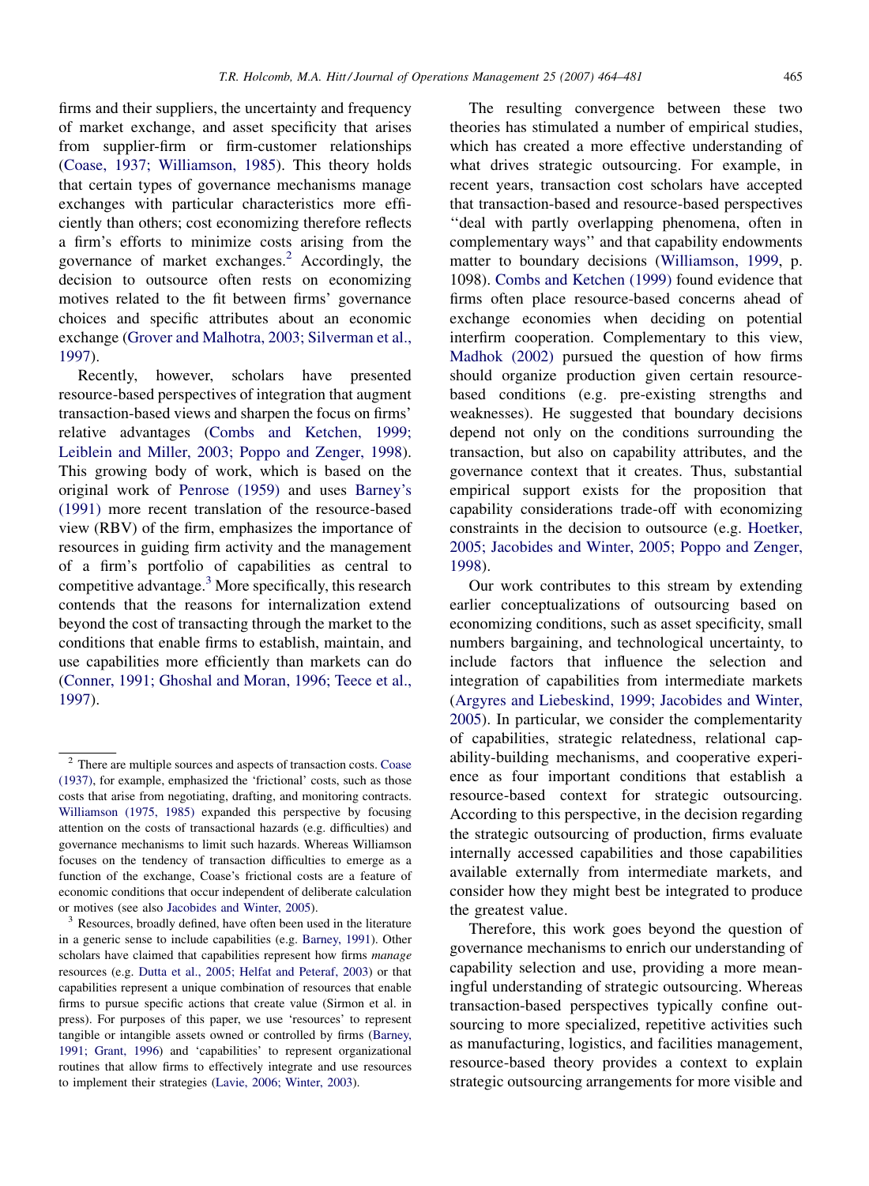firms and their suppliers, the uncertainty and frequency of market exchange, and asset specificity that arises from supplier-firm or firm-customer relationships (Coase, 1937; Williamson, 1985). This theory holds that certain types of governance mechanisms manage exchanges with particular characteristics more efficiently than others; cost economizing therefore reflects a firm's efforts to minimize costs arising from the governance of market exchanges.[2] Accordingly, the decision to outsource often rests on economizing motives related to the fit between firms' governance choices and specific attributes about an economic exchange (Grover and Malhotra, 2003; Silverman et al., 1997).

Recently, however, scholars have presented resource-based perspectives of integration that augment transaction-based views and sharpen the focus on firms' relative advantages (Combs and Ketchen, 1999; Leiblein and Miller, 2003; Poppo and Zenger, 1998). This growing body of work, which is based on the original work of Penrose (1959) and uses Barney's (1991) more recent translation of the resource-based view (RBV) of the firm, emphasizes the importance of resources in guiding firm activity and the management of a firm's portfolio of capabilities as central to competitive advantage.[3] More specifically, this research contends that the reasons for internalization extend beyond the cost of transacting through the market to the conditions that enable firms to establish, maintain, and use capabilities more efficiently than markets can do (Conner, 1991; Ghoshal and Moran, 1996; Teece et al., 1997).

The resulting convergence between these two theories has stimulated a number of empirical studies, which has created a more effective understanding of what drives strategic outsourcing. For example, in recent years, transaction cost scholars have accepted that transaction-based and resource-based perspectives "deal with partly overlapping phenomena, often in complementary ways" and that capability endowments matter to boundary decisions (Williamson, 1999, p. 1098). Combs and Ketchen (1999) found evidence that firms often place resource-based concerns ahead of exchange economies when deciding on potential interfirm cooperation. Complementary to this view, Madhok (2002) pursued the question of how firms should organize production given certain resource-based conditions (e.g. pre-existing strengths and weaknesses). He suggested that boundary decisions depend not only on the conditions surrounding the transaction, but also on capability attributes, and the governance context that it creates. Thus, substantial empirical support exists for the proposition that capability considerations trade-off with economizing constraints in the decision to outsource (e.g. Hoetker, 2005; Jacobides and Winter, 2005; Poppo and Zenger, 1998).

Our work contributes to this stream by extending earlier conceptualizations of outsourcing based on economizing conditions, such as asset specificity, small numbers bargaining, and technological uncertainty, to include factors that influence the selection and integration of capabilities from intermediate markets (Argyres and Liebeskind, 1999; Jacobides and Winter, 2005). In particular, we consider the complementarity of capabilities, strategic relatedness, relational capability-building mechanisms, and cooperative experience as four important conditions that establish a resource-based context for strategic outsourcing. According to this perspective, in the decision regarding the strategic outsourcing of production, firms evaluate internally accessed capabilities and those capabilities available externally from intermediate markets, and consider how they might best be integrated to produce the greatest value.

Therefore, this work goes beyond the question of governance mechanisms to enrich our understanding of capability selection and use, providing a more meaningful understanding of strategic outsourcing. Whereas transaction-based perspectives typically confine outsourcing to more specialized, repetitive activities such as manufacturing, logistics, and facilities management, resource-based theory provides a context to explain strategic outsourcing arrangements for more visible and

---

[2] There are multiple sources and aspects of transaction costs. Coase (1937), for example, emphasized the 'frictional' costs, such as those costs that arise from negotiating, drafting, and monitoring contracts. Williamson (1975, 1985) expanded this perspective by focusing attention on the costs of transactional hazards (e.g. difficulties) and governance mechanisms to limit such hazards. Whereas Williamson focuses on the tendency of transaction difficulties to emerge as a function of the exchange, Coase's frictional costs are a feature of economic conditions that occur independent of deliberate calculation or motives (see also Jacobides and Winter, 2005).

[3] Resources, broadly defined, have often been used in the literature in a generic sense to include capabilities (e.g. Barney, 1991). Other scholars have claimed that capabilities represent how firms *manage* resources (e.g. Dutta et al., 2005; Helfat and Peteraf, 2003) or that capabilities represent a unique combination of resources that enable firms to pursue specific actions that create value (Sirmon et al. in press). For purposes of this paper, we use 'resources' to represent tangible or intangible assets owned or controlled by firms (Barney, 1991; Grant, 1996) and 'capabilities' to represent organizational routines that allow firms to effectively integrate and use resources to implement their strategies (Lavie, 2006; Winter, 2003).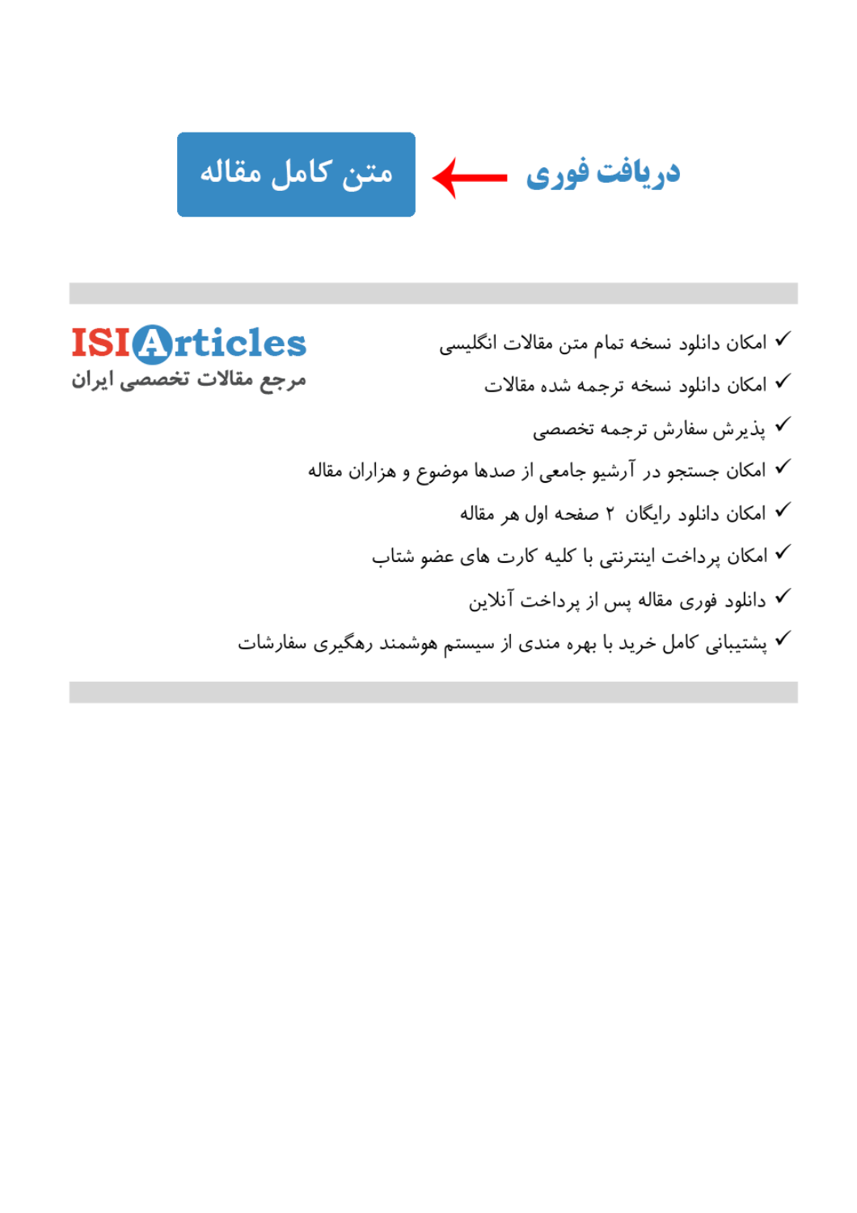دریافت فوری ← متن کامل مقاله

ISIArticles
مرجع مقالات تخصصی ایران

- ✓ امکان دانلود نسخه تمام متن مقالات انگلیسی
- ✓ امکان دانلود نسخه ترجمه شده مقالات
- ✓ پذیرش سفارش ترجمه تخصصی
- ✓ امکان جستجو در آرشیو جامعی از صدها موضوع و هزاران مقاله
- ✓ امکان دانلود رایگان ۲ صفحه اول هر مقاله
- ✓ امکان پرداخت اینترنتی با کلیه کارت های عضو شتاب
- ✓ دانلود فوری مقاله پس از پرداخت آنلاین
- ✓ پشتیبانی کامل خرید با بهره مندی از سیستم هوشمند رهگیری سفارشات